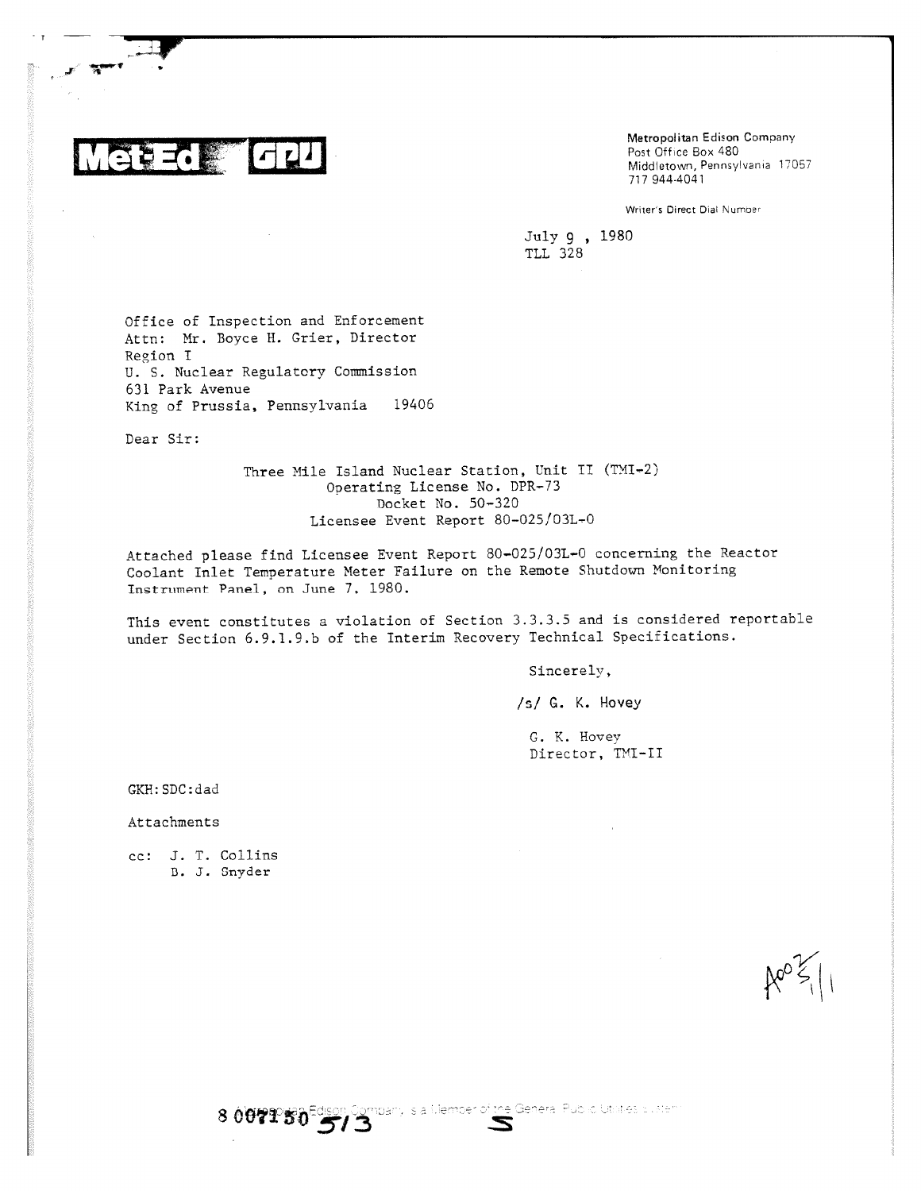**Met-Ed GPU**

Metropolitan Edison Company
Post Office Box 480
Middletown, Pennsylvania 17057
717 944-4041

Writer's Direct Dial Number

July 9, 1980
TLL 328

Office of Inspection and Enforcement
Attn: Mr. Boyce H. Grier, Director
Region I
U. S. Nuclear Regulatory Commission
631 Park Avenue
King of Prussia, Pennsylvania 19406

Dear Sir:

Three Mile Island Nuclear Station, Unit II (TMI-2)
Operating License No. DPR-73
Docket No. 50-320
Licensee Event Report 80-025/03L-0

Attached please find Licensee Event Report 80-025/03L-0 concerning the Reactor Coolant Inlet Temperature Meter Failure on the Remote Shutdown Monitoring Instrument Panel, on June 7, 1980.

This event constitutes a violation of Section 3.3.3.5 and is considered reportable under Section 6.9.1.9.b of the Interim Recovery Technical Specifications.

Sincerely,

/s/ G. K. Hovey

G. K. Hovey
Director, TMI-II

GKH:SDC:dad

Attachments

cc: J. T. Collins
B. J. Snyder

A002/1/1

8 007150 513

Metropolitan Edison Company is a Member of the General Public Utilities System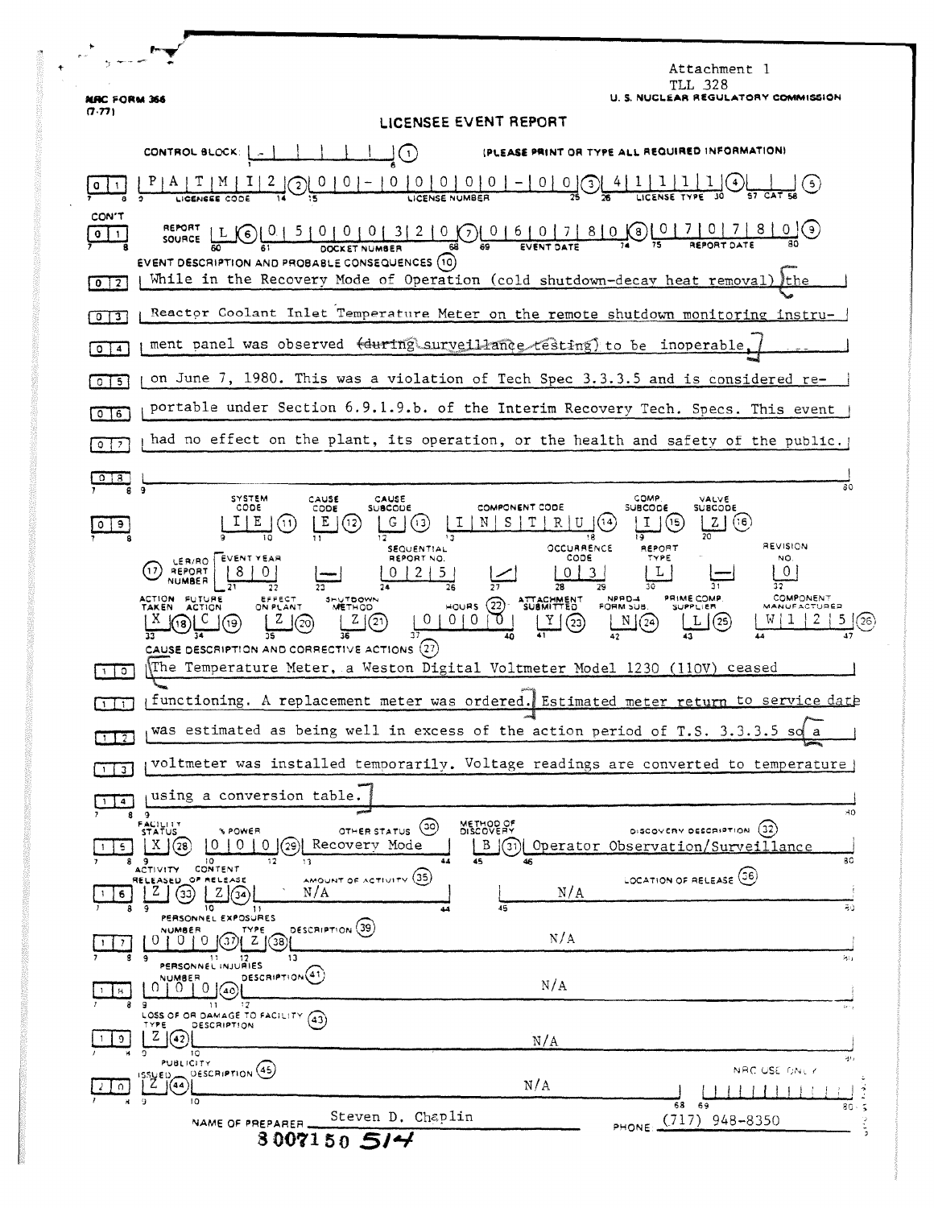Attachment 1
TLL 328

NRC FORM 366 (7-77)

U. S. NUCLEAR REGULATORY COMMISSION

# LICENSEE EVENT REPORT

CONTROL BLOCK: | - | | | | | | (1) (PLEASE PRINT OR TYPE ALL REQUIRED INFORMATION)

| 0 | 1 | P A T M I 2 (2) | 0 0 - 0 0 0 0 0 - 0 0 (3) | 4 1 1 1 1 (4) | | (5) |
|---|---|---|---|---|---|
| | | LICENSEE CODE | LICENSE NUMBER | LICENSE TYPE | CAT |

CON'T

| 0 1 | REPORT SOURCE | L (6) | 0 5 0 0 0 3 2 0 (7) | 0 6 0 7 8 0 (8) | 0 7 0 7 8 0 (9) |
|---|---|---|---|---|---|
| | | | DOCKET NUMBER | EVENT DATE | REPORT DATE |

EVENT DESCRIPTION AND PROBABLE CONSEQUENCES (10)

| 0 2 | While in the Recovery Mode of Operation (cold shutdown-decay heat removal) the
| 0 3 | Reactor Coolant Inlet Temperature Meter on the remote shutdown monitoring instru-
| 0 4 | ment panel was observed ~~(during surveillance testing)~~ to be inoperable,
| 0 5 | on June 7, 1980. This was a violation of Tech Spec 3.3.3.5 and is considered re-
| 0 6 | portable under Section 6.9.1.9.b. of the Interim Recovery Tech. Specs. This event
| 0 7 | had no effect on the plant, its operation, or the health and safety of the public.
| 0 8 |

| 0 9 | SYSTEM CODE | CAUSE CODE | CAUSE SUBCODE | COMPONENT CODE | COMP. SUBCODE | VALVE SUBCODE |
|---|---|---|---|---|---|---|
| | I E (11) | E (12) | G (13) | I N S T R U (14) | I (15) | Z (16) |

| (17) LER/RO REPORT NUMBER | EVENT YEAR | | SEQUENTIAL REPORT NO. | | OCCURRENCE CODE | REPORT TYPE | | REVISION NO. |
|---|---|---|---|---|---|---|---|---|
| | 8 0 | — | 0 2 5 | / | 0 3 | L | — | 0 |

| ACTION TAKEN | FUTURE ACTION | EFFECT ON PLANT | SHUTDOWN METHOD | HOURS (22) | ATTACHMENT SUBMITTED | NPRD-4 FORM SUB. | PRIME COMP. SUPPLIER | COMPONENT MANUFACTURER |
|---|---|---|---|---|---|---|---|---|
| X (18) | C (19) | Z (20) | Z (21) | 0 0 0 0 | Y (23) | N (24) | L (25) | W 1 2 5 (26) |

CAUSE DESCRIPTION AND CORRECTIVE ACTIONS (27)

| 1 0 | The Temperature Meter, a Weston Digital Voltmeter Model 1230 (110V) ceased
| 1 1 | functioning. A replacement meter was ordered. Estimated meter return to service date
| 1 2 | was estimated as being well in excess of the action period of T.S. 3.3.3.5 so a
| 1 3 | voltmeter was installed temporarily. Voltage readings are converted to temperature
| 1 4 | using a conversion table.

| 1 5 | FACILITY STATUS | % POWER | OTHER STATUS (30) | METHOD OF DISCOVERY | DISCOVERY DESCRIPTION (32) |
|---|---|---|---|---|---|
| | X (28) | 0 0 0 (29) | Recovery Mode | B (31) | Operator Observation/Surveillance |

| 1 6 | ACTIVITY RELEASED | CONTENT OF RELEASE | AMOUNT OF ACTIVITY (35) | LOCATION OF RELEASE (36) |
|---|---|---|---|---|
| | Z (33) | Z (34) | N/A | N/A |

PERSONNEL EXPOSURES

| 1 7 | NUMBER | TYPE | DESCRIPTION (39) |
|---|---|---|---|
| | 0 0 0 (37) | Z (38) | N/A |

PERSONNEL INJURIES

| 1 8 | NUMBER | DESCRIPTION (41) |
|---|---|---|
| | 0 0 0 (40) | N/A |

LOSS OF OR DAMAGE TO FACILITY (43)

| 1 9 | TYPE | DESCRIPTION |
|---|---|---|
| | Z (42) | N/A |

PUBLICITY

| 2 0 | ISSUED | DESCRIPTION (45) | NRC USE ONLY |
|---|---|---|---|
| | Z (44) | N/A | |

NAME OF PREPARER Steven D. Chaplin PHONE (717) 948-8350

8007150 514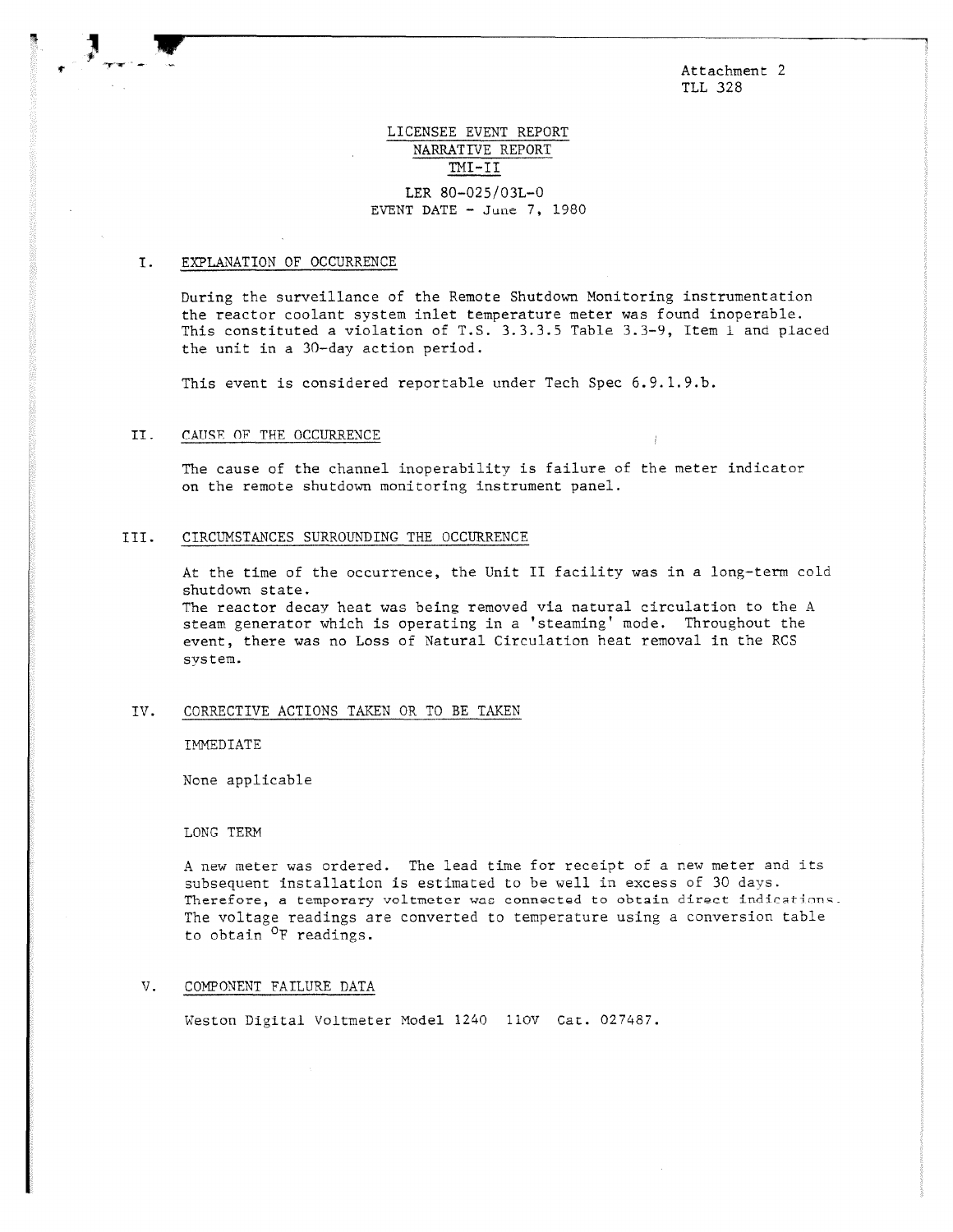Attachment 2
TLL 328

# LICENSEE EVENT REPORT
## NARRATIVE REPORT
## TMI-II

LER 80-025/03L-0
EVENT DATE - June 7, 1980

## I. EXPLANATION OF OCCURRENCE

During the surveillance of the Remote Shutdown Monitoring instrumentation the reactor coolant system inlet temperature meter was found inoperable. This constituted a violation of T.S. 3.3.3.5 Table 3.3-9, Item 1 and placed the unit in a 30-day action period.

This event is considered reportable under Tech Spec 6.9.1.9.b.

## II. CAUSE OF THE OCCURRENCE

The cause of the channel inoperability is failure of the meter indicator on the remote shutdown monitoring instrument panel.

## III. CIRCUMSTANCES SURROUNDING THE OCCURRENCE

At the time of the occurrence, the Unit II facility was in a long-term cold shutdown state.
The reactor decay heat was being removed via natural circulation to the A steam generator which is operating in a 'steaming' mode. Throughout the event, there was no Loss of Natural Circulation heat removal in the RCS system.

## IV. CORRECTIVE ACTIONS TAKEN OR TO BE TAKEN

IMMEDIATE

None applicable

LONG TERM

A new meter was ordered. The lead time for receipt of a new meter and its subsequent installation is estimated to be well in excess of 30 days. Therefore, a temporary voltmeter was connected to obtain direct indications. The voltage readings are converted to temperature using a conversion table to obtain °F readings.

## V. COMPONENT FAILURE DATA

Weston Digital Voltmeter Model 1240 110V Cat. 027487.